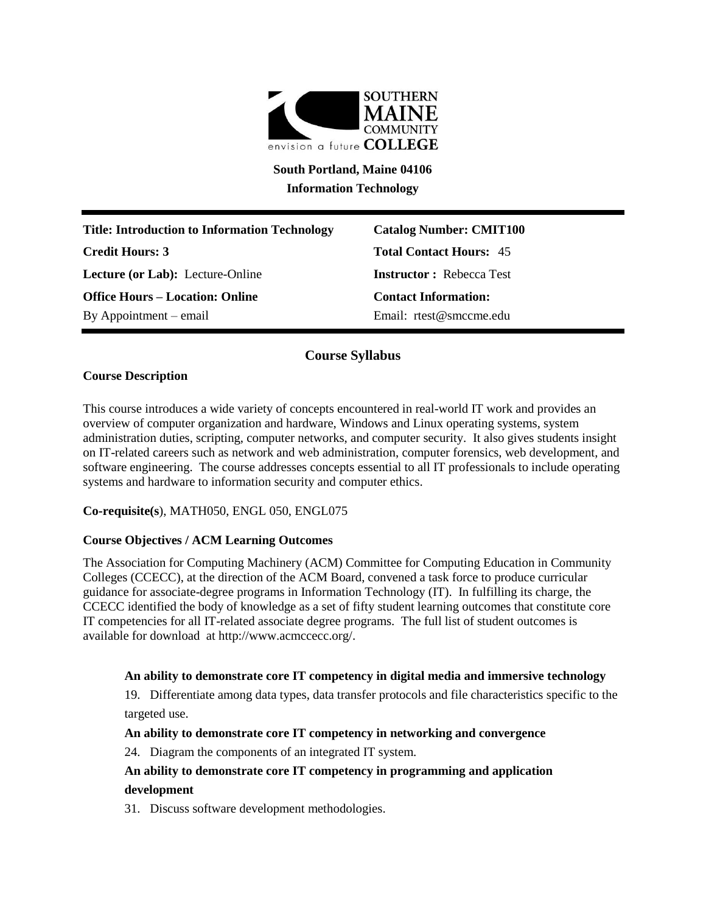**SOUTHERN MAINE COMMUNITY COLLEGE**
envision a future

**South Portland, Maine 04106**

**Information Technology**

| | |
|---|---|
| **Title: Introduction to Information Technology** | **Catalog Number: CMIT100** |
| **Credit Hours: 3** | **Total Contact Hours:** 45 |
| **Lecture (or Lab):** Lecture-Online | **Instructor :** Rebecca Test |
| **Office Hours – Location: Online** | **Contact Information:** |
| By Appointment – email | Email: rtest@smccme.edu |

## Course Syllabus

### Course Description

This course introduces a wide variety of concepts encountered in real-world IT work and provides an overview of computer organization and hardware, Windows and Linux operating systems, system administration duties, scripting, computer networks, and computer security. It also gives students insight on IT-related careers such as network and web administration, computer forensics, web development, and software engineering. The course addresses concepts essential to all IT professionals to include operating systems and hardware to information security and computer ethics.

**Co-requisite(s**), MATH050, ENGL 050, ENGL075

### Course Objectives / ACM Learning Outcomes

The Association for Computing Machinery (ACM) Committee for Computing Education in Community Colleges (CCECC), at the direction of the ACM Board, convened a task force to produce curricular guidance for associate-degree programs in Information Technology (IT). In fulfilling its charge, the CCECC identified the body of knowledge as a set of fifty student learning outcomes that constitute core IT competencies for all IT-related associate degree programs. The full list of student outcomes is available for download at http://www.acmccecc.org/.

**An ability to demonstrate core IT competency in digital media and immersive technology**

19. Differentiate among data types, data transfer protocols and file characteristics specific to the targeted use.

**An ability to demonstrate core IT competency in networking and convergence**

24. Diagram the components of an integrated IT system.

**An ability to demonstrate core IT competency in programming and application development**

31. Discuss software development methodologies.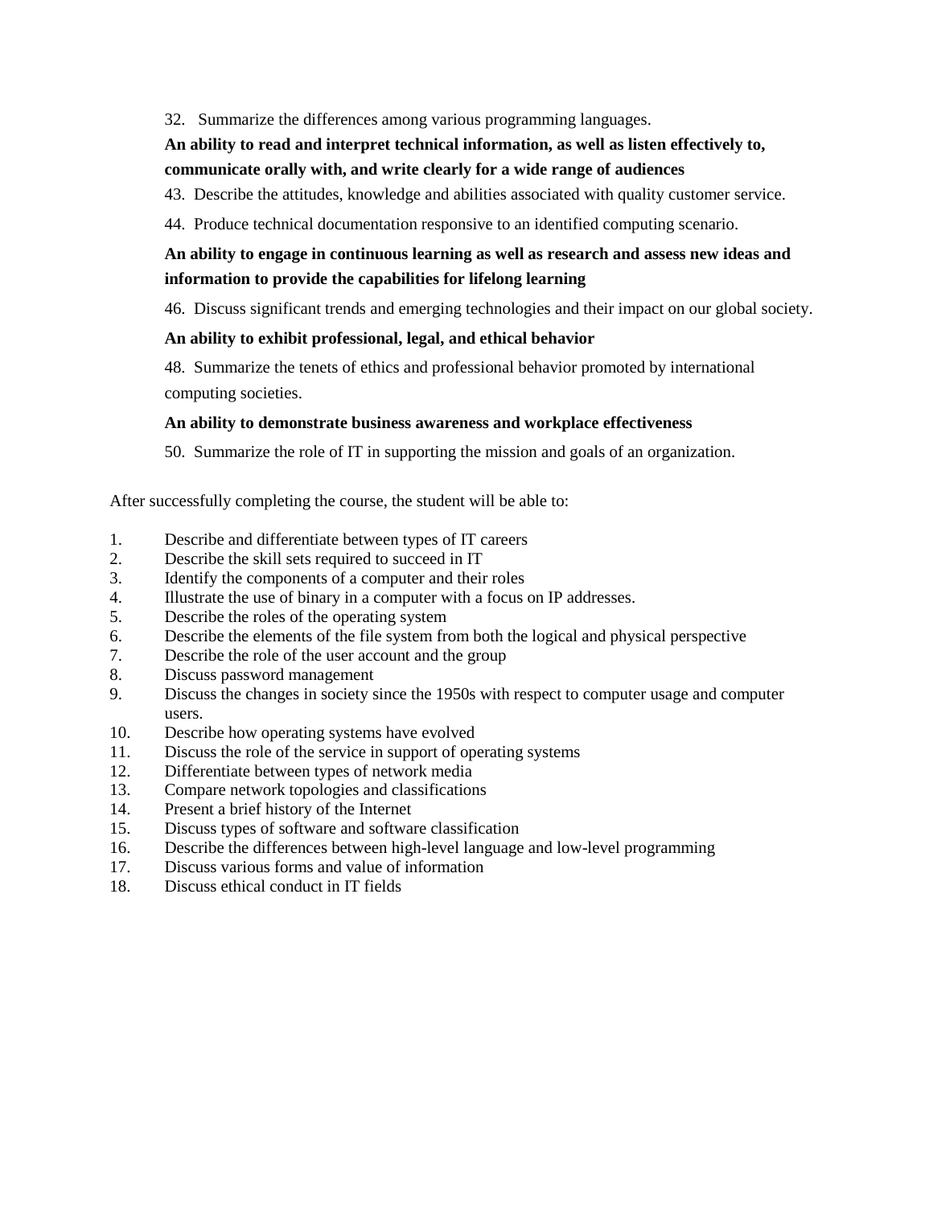32. Summarize the differences among various programming languages.

**An ability to read and interpret technical information, as well as listen effectively to, communicate orally with, and write clearly for a wide range of audiences**

43. Describe the attitudes, knowledge and abilities associated with quality customer service.

44. Produce technical documentation responsive to an identified computing scenario.

**An ability to engage in continuous learning as well as research and assess new ideas and information to provide the capabilities for lifelong learning**

46. Discuss significant trends and emerging technologies and their impact on our global society.

**An ability to exhibit professional, legal, and ethical behavior**

48. Summarize the tenets of ethics and professional behavior promoted by international computing societies.

**An ability to demonstrate business awareness and workplace effectiveness**

50. Summarize the role of IT in supporting the mission and goals of an organization.

After successfully completing the course, the student will be able to:

1. Describe and differentiate between types of IT careers
2. Describe the skill sets required to succeed in IT
3. Identify the components of a computer and their roles
4. Illustrate the use of binary in a computer with a focus on IP addresses.
5. Describe the roles of the operating system
6. Describe the elements of the file system from both the logical and physical perspective
7. Describe the role of the user account and the group
8. Discuss password management
9. Discuss the changes in society since the 1950s with respect to computer usage and computer users.
10. Describe how operating systems have evolved
11. Discuss the role of the service in support of operating systems
12. Differentiate between types of network media
13. Compare network topologies and classifications
14. Present a brief history of the Internet
15. Discuss types of software and software classification
16. Describe the differences between high-level language and low-level programming
17. Discuss various forms and value of information
18. Discuss ethical conduct in IT fields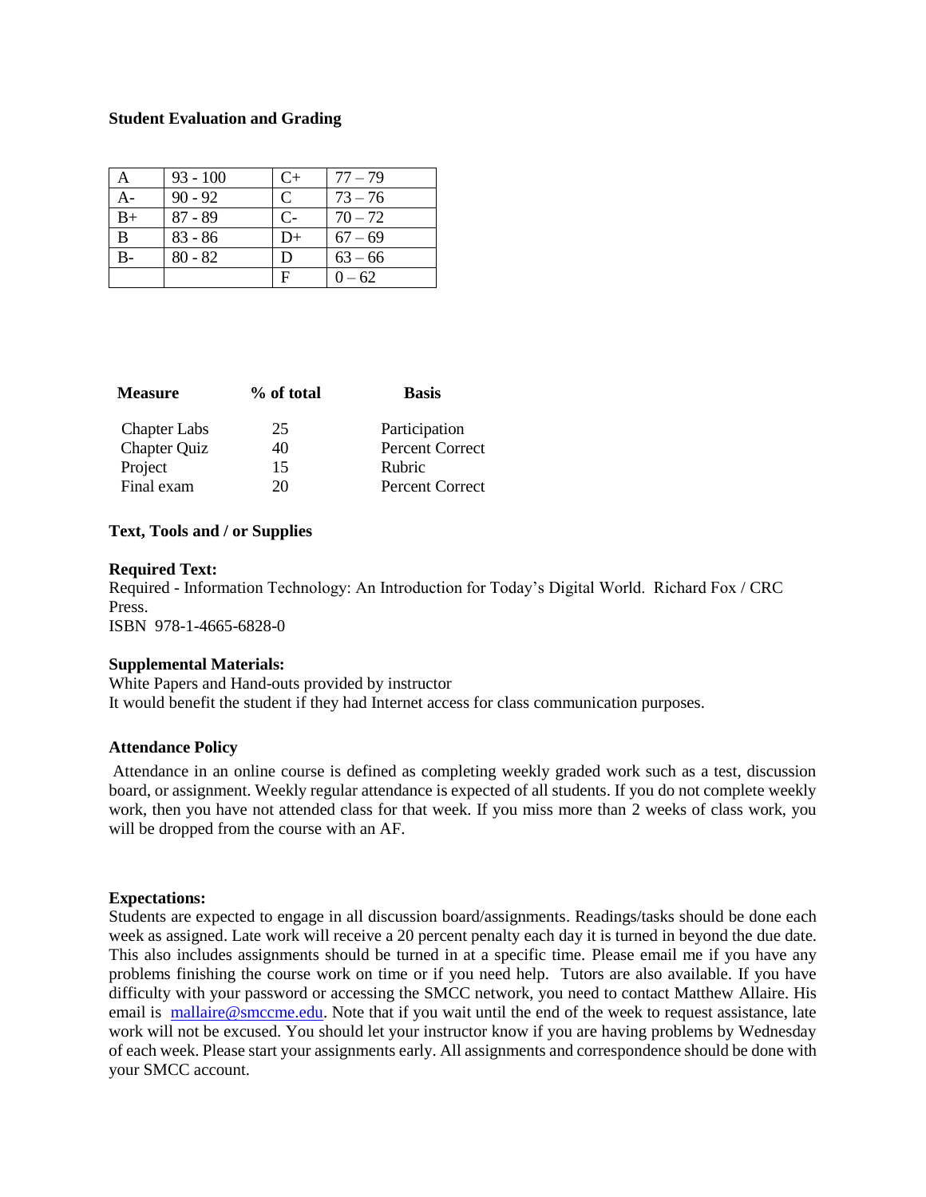**Student Evaluation and Grading**

| A | 93 - 100 | C+ | 77 – 79 |
|---|---|---|---|
| A- | 90 - 92 | C | 73 – 76 |
| B+ | 87 - 89 | C- | 70 – 72 |
| B | 83 - 86 | D+ | 67 – 69 |
| B- | 80 - 82 | D | 63 – 66 |
| | | F | 0 – 62 |

| **Measure** | **% of total** | **Basis** |
|---|---|---|
| Chapter Labs | 25 | Participation |
| Chapter Quiz | 40 | Percent Correct |
| Project | 15 | Rubric |
| Final exam | 20 | Percent Correct |

**Text, Tools and / or Supplies**

**Required Text:**
Required - Information Technology: An Introduction for Today's Digital World. Richard Fox / CRC Press.
ISBN 978-1-4665-6828-0

**Supplemental Materials:**
White Papers and Hand-outs provided by instructor
It would benefit the student if they had Internet access for class communication purposes.

**Attendance Policy**

Attendance in an online course is defined as completing weekly graded work such as a test, discussion board, or assignment. Weekly regular attendance is expected of all students. If you do not complete weekly work, then you have not attended class for that week. If you miss more than 2 weeks of class work, you will be dropped from the course with an AF.

**Expectations:**
Students are expected to engage in all discussion board/assignments. Readings/tasks should be done each week as assigned. Late work will receive a 20 percent penalty each day it is turned in beyond the due date. This also includes assignments should be turned in at a specific time. Please email me if you have any problems finishing the course work on time or if you need help. Tutors are also available. If you have difficulty with your password or accessing the SMCC network, you need to contact Matthew Allaire. His email is mallaire@smccme.edu. Note that if you wait until the end of the week to request assistance, late work will not be excused. You should let your instructor know if you are having problems by Wednesday of each week. Please start your assignments early. All assignments and correspondence should be done with your SMCC account.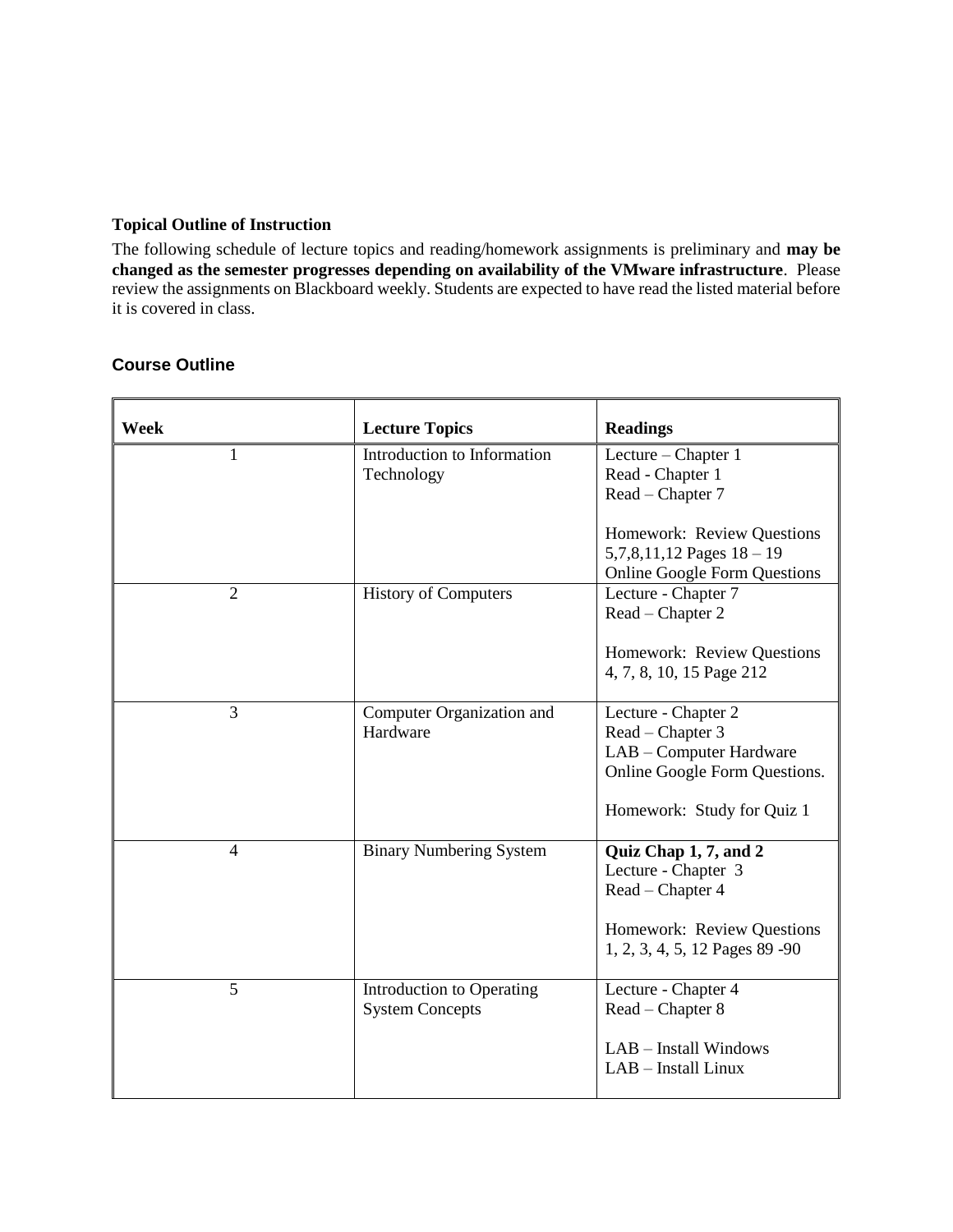**Topical Outline of Instruction**

The following schedule of lecture topics and reading/homework assignments is preliminary and **may be changed as the semester progresses depending on availability of the VMware infrastructure**. Please review the assignments on Blackboard weekly. Students are expected to have read the listed material before it is covered in class.

## Course Outline

| **Week** | **Lecture Topics** | **Readings** |
| --- | --- | --- |
| 1 | Introduction to Information Technology | Lecture – Chapter 1<br>Read - Chapter 1<br>Read – Chapter 7<br><br>Homework: Review Questions 5,7,8,11,12 Pages 18 – 19<br>Online Google Form Questions |
| 2 | History of Computers | Lecture - Chapter 7<br>Read – Chapter 2<br><br>Homework: Review Questions 4, 7, 8, 10, 15 Page 212 |
| 3 | Computer Organization and Hardware | Lecture - Chapter 2<br>Read – Chapter 3<br>LAB – Computer Hardware<br>Online Google Form Questions.<br><br>Homework: Study for Quiz 1 |
| 4 | Binary Numbering System | **Quiz Chap 1, 7, and 2**<br>Lecture - Chapter 3<br>Read – Chapter 4<br><br>Homework: Review Questions 1, 2, 3, 4, 5, 12 Pages 89 -90 |
| 5 | Introduction to Operating System Concepts | Lecture - Chapter 4<br>Read – Chapter 8<br><br>LAB – Install Windows<br>LAB – Install Linux |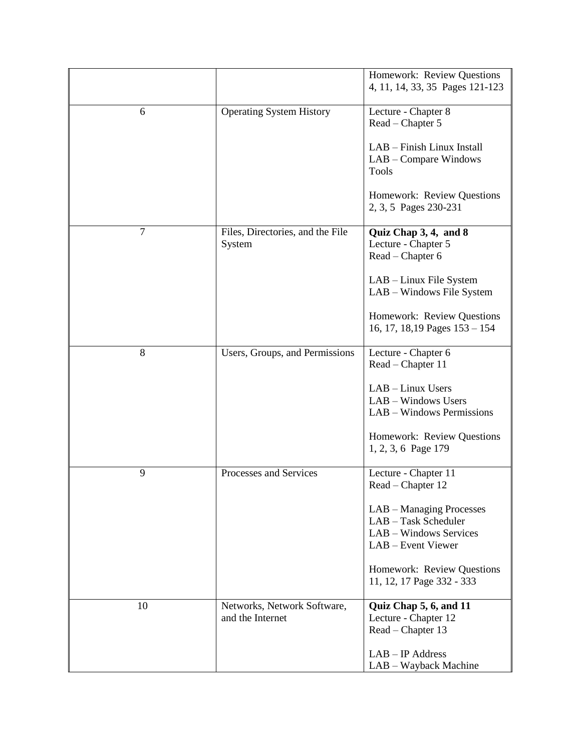| | | |
|---|---|---|
| | | Homework: Review Questions 4, 11, 14, 33, 35 Pages 121-123 |
| 6 | Operating System History | Lecture - Chapter 8<br>Read – Chapter 5<br><br>LAB – Finish Linux Install<br>LAB – Compare Windows Tools<br><br>Homework: Review Questions 2, 3, 5 Pages 230-231 |
| 7 | Files, Directories, and the File System | **Quiz Chap 3, 4, and 8**<br>Lecture - Chapter 5<br>Read – Chapter 6<br><br>LAB – Linux File System<br>LAB – Windows File System<br><br>Homework: Review Questions 16, 17, 18,19 Pages 153 – 154 |
| 8 | Users, Groups, and Permissions | Lecture - Chapter 6<br>Read – Chapter 11<br><br>LAB – Linux Users<br>LAB – Windows Users<br>LAB – Windows Permissions<br><br>Homework: Review Questions 1, 2, 3, 6 Page 179 |
| 9 | Processes and Services | Lecture - Chapter 11<br>Read – Chapter 12<br><br>LAB – Managing Processes<br>LAB – Task Scheduler<br>LAB – Windows Services<br>LAB – Event Viewer<br><br>Homework: Review Questions 11, 12, 17 Page 332 - 333 |
| 10 | Networks, Network Software, and the Internet | **Quiz Chap 5, 6, and 11**<br>Lecture - Chapter 12<br>Read – Chapter 13<br><br>LAB – IP Address<br>LAB – Wayback Machine |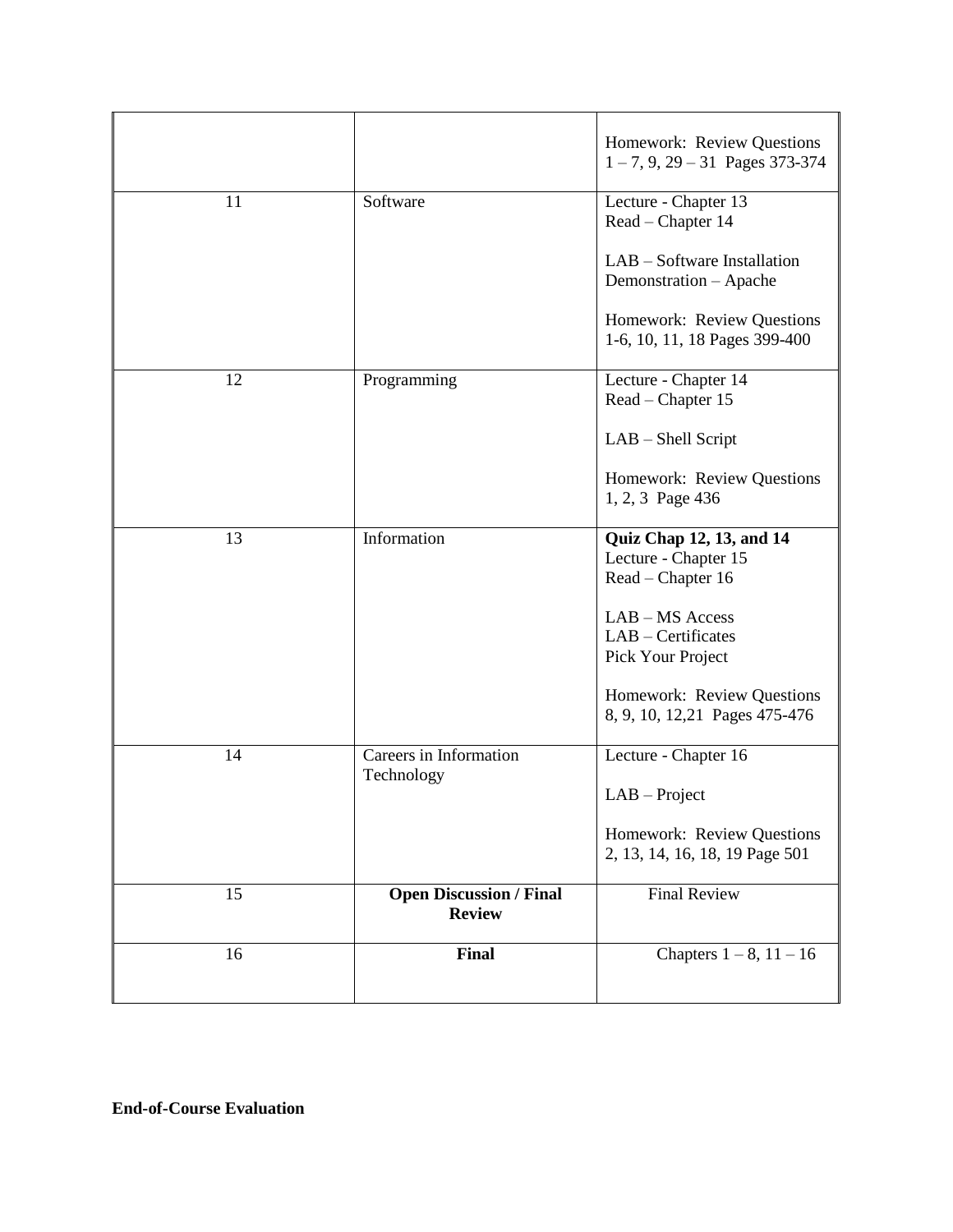| | | |
|---|---|---|
| | | Homework: Review Questions 1 – 7, 9, 29 – 31 Pages 373-374 |
| 11 | Software | Lecture - Chapter 13<br>Read – Chapter 14<br><br>LAB – Software Installation Demonstration – Apache<br><br>Homework: Review Questions 1-6, 10, 11, 18 Pages 399-400 |
| 12 | Programming | Lecture - Chapter 14<br>Read – Chapter 15<br><br>LAB – Shell Script<br><br>Homework: Review Questions 1, 2, 3 Page 436 |
| 13 | Information | **Quiz Chap 12, 13, and 14**<br>Lecture - Chapter 15<br>Read – Chapter 16<br><br>LAB – MS Access<br>LAB – Certificates<br>Pick Your Project<br><br>Homework: Review Questions 8, 9, 10, 12,21 Pages 475-476 |
| 14 | Careers in Information Technology | Lecture - Chapter 16<br><br>LAB – Project<br><br>Homework: Review Questions 2, 13, 14, 16, 18, 19 Page 501 |
| 15 | **Open Discussion / Final Review** | Final Review |
| 16 | **Final** | Chapters 1 – 8, 11 – 16 |

**End-of-Course Evaluation**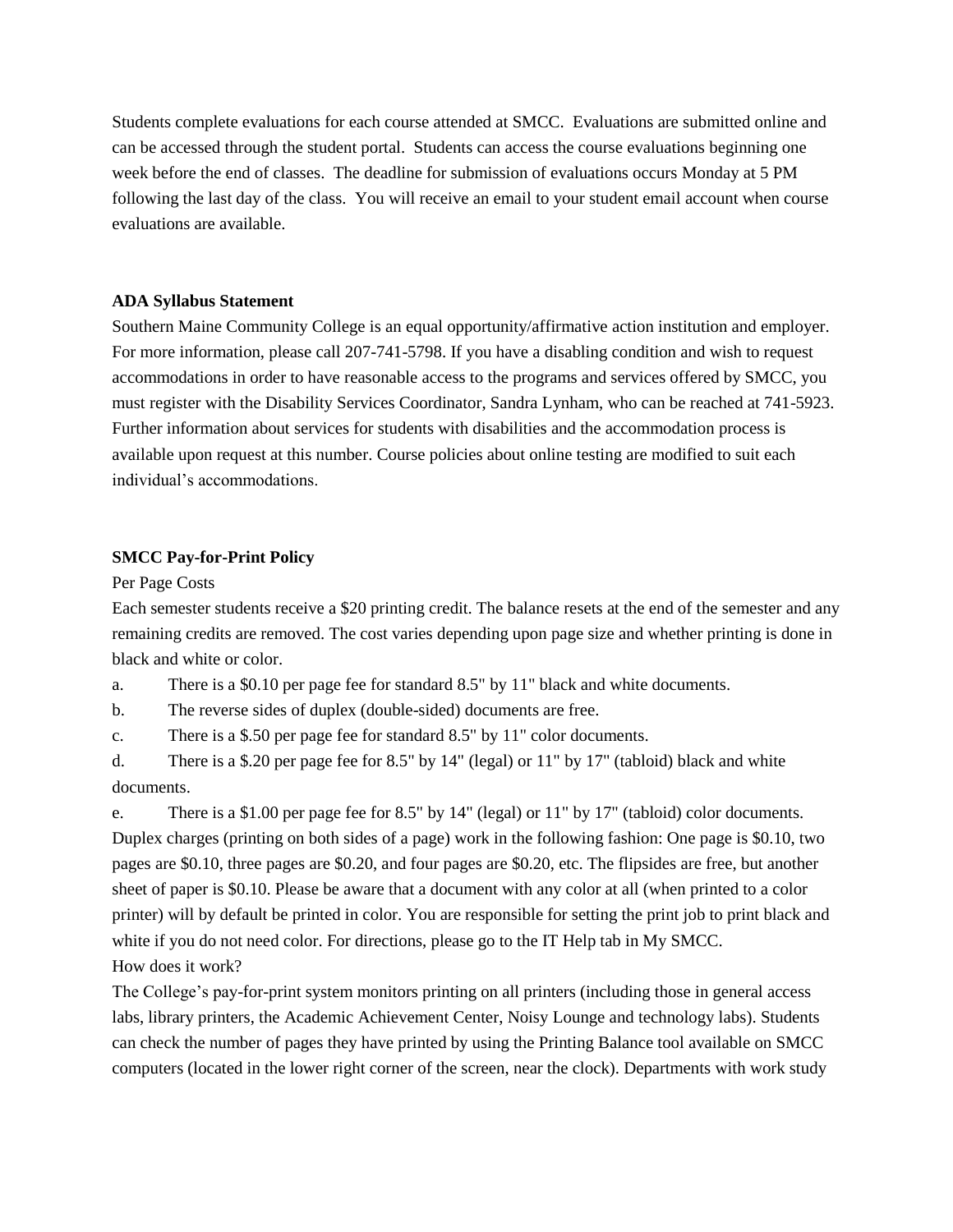Students complete evaluations for each course attended at SMCC. Evaluations are submitted online and can be accessed through the student portal. Students can access the course evaluations beginning one week before the end of classes. The deadline for submission of evaluations occurs Monday at 5 PM following the last day of the class. You will receive an email to your student email account when course evaluations are available.

**ADA Syllabus Statement**

Southern Maine Community College is an equal opportunity/affirmative action institution and employer. For more information, please call 207-741-5798. If you have a disabling condition and wish to request accommodations in order to have reasonable access to the programs and services offered by SMCC, you must register with the Disability Services Coordinator, Sandra Lynham, who can be reached at 741-5923. Further information about services for students with disabilities and the accommodation process is available upon request at this number. Course policies about online testing are modified to suit each individual's accommodations.

**SMCC Pay-for-Print Policy**

Per Page Costs

Each semester students receive a $20 printing credit. The balance resets at the end of the semester and any remaining credits are removed. The cost varies depending upon page size and whether printing is done in black and white or color.

a. There is a $0.10 per page fee for standard 8.5" by 11" black and white documents.

b. The reverse sides of duplex (double-sided) documents are free.

c. There is a $.50 per page fee for standard 8.5" by 11" color documents.

d. There is a $.20 per page fee for 8.5" by 14" (legal) or 11" by 17" (tabloid) black and white documents.

e. There is a $1.00 per page fee for 8.5" by 14" (legal) or 11" by 17" (tabloid) color documents.

Duplex charges (printing on both sides of a page) work in the following fashion: One page is $0.10, two pages are $0.10, three pages are $0.20, and four pages are $0.20, etc. The flipsides are free, but another sheet of paper is $0.10. Please be aware that a document with any color at all (when printed to a color printer) will by default be printed in color. You are responsible for setting the print job to print black and white if you do not need color. For directions, please go to the IT Help tab in My SMCC.

How does it work?

The College's pay-for-print system monitors printing on all printers (including those in general access labs, library printers, the Academic Achievement Center, Noisy Lounge and technology labs). Students can check the number of pages they have printed by using the Printing Balance tool available on SMCC computers (located in the lower right corner of the screen, near the clock). Departments with work study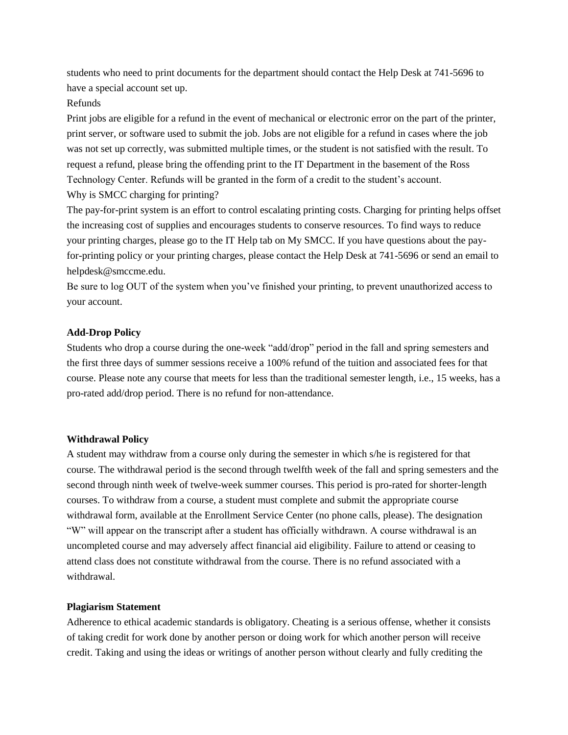students who need to print documents for the department should contact the Help Desk at 741-5696 to have a special account set up.

Refunds

Print jobs are eligible for a refund in the event of mechanical or electronic error on the part of the printer, print server, or software used to submit the job. Jobs are not eligible for a refund in cases where the job was not set up correctly, was submitted multiple times, or the student is not satisfied with the result. To request a refund, please bring the offending print to the IT Department in the basement of the Ross Technology Center. Refunds will be granted in the form of a credit to the student's account.

Why is SMCC charging for printing?

The pay-for-print system is an effort to control escalating printing costs. Charging for printing helps offset the increasing cost of supplies and encourages students to conserve resources. To find ways to reduce your printing charges, please go to the IT Help tab on My SMCC. If you have questions about the pay-for-printing policy or your printing charges, please contact the Help Desk at 741-5696 or send an email to helpdesk@smccme.edu.

Be sure to log OUT of the system when you've finished your printing, to prevent unauthorized access to your account.

**Add-Drop Policy**

Students who drop a course during the one-week "add/drop" period in the fall and spring semesters and the first three days of summer sessions receive a 100% refund of the tuition and associated fees for that course. Please note any course that meets for less than the traditional semester length, i.e., 15 weeks, has a pro-rated add/drop period. There is no refund for non-attendance.

**Withdrawal Policy**

A student may withdraw from a course only during the semester in which s/he is registered for that course. The withdrawal period is the second through twelfth week of the fall and spring semesters and the second through ninth week of twelve-week summer courses. This period is pro-rated for shorter-length courses. To withdraw from a course, a student must complete and submit the appropriate course withdrawal form, available at the Enrollment Service Center (no phone calls, please). The designation "W" will appear on the transcript after a student has officially withdrawn. A course withdrawal is an uncompleted course and may adversely affect financial aid eligibility. Failure to attend or ceasing to attend class does not constitute withdrawal from the course. There is no refund associated with a withdrawal.

**Plagiarism Statement**

Adherence to ethical academic standards is obligatory. Cheating is a serious offense, whether it consists of taking credit for work done by another person or doing work for which another person will receive credit. Taking and using the ideas or writings of another person without clearly and fully crediting the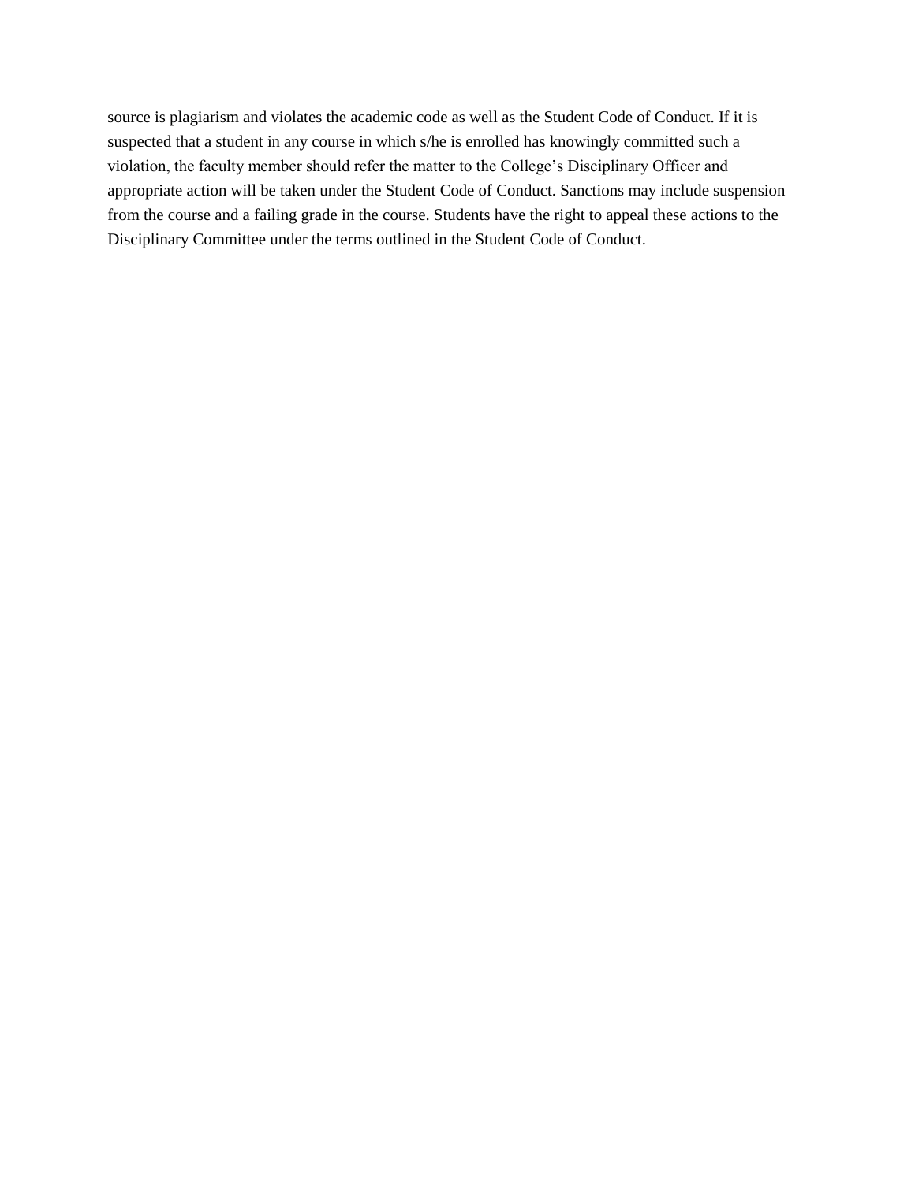source is plagiarism and violates the academic code as well as the Student Code of Conduct. If it is suspected that a student in any course in which s/he is enrolled has knowingly committed such a violation, the faculty member should refer the matter to the College's Disciplinary Officer and appropriate action will be taken under the Student Code of Conduct. Sanctions may include suspension from the course and a failing grade in the course. Students have the right to appeal these actions to the Disciplinary Committee under the terms outlined in the Student Code of Conduct.